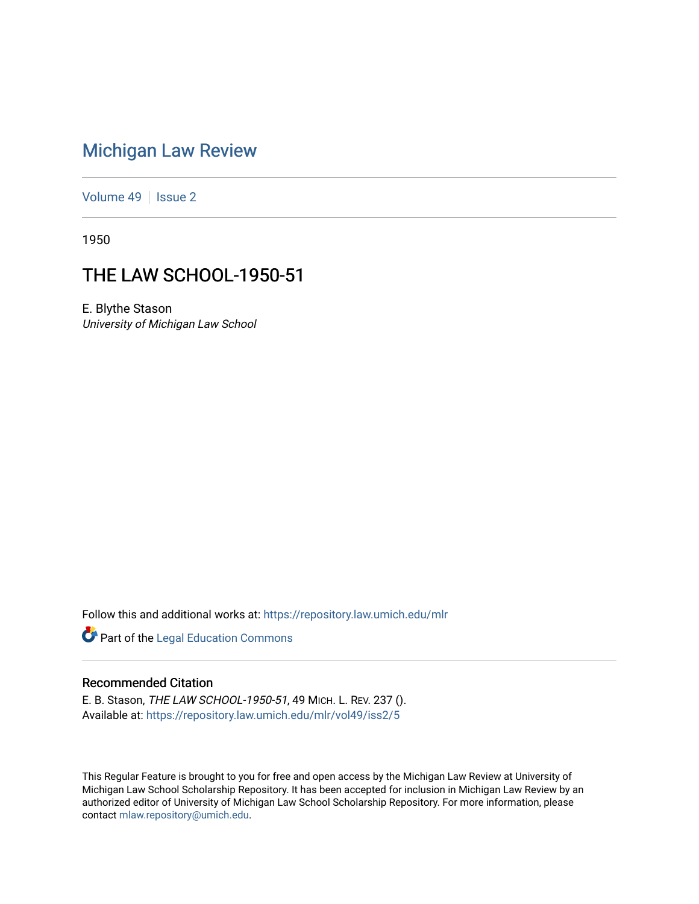# Michigan Law Review

Volume 49 | Issue 2

1950

## THE LAW SCHOOL-1950-51

E. Blythe Stason
*University of Michigan Law School*

Follow this and additional works at: https://repository.law.umich.edu/mlr

Part of the Legal Education Commons

### Recommended Citation

E. B. Stason, *THE LAW SCHOOL-1950-51*, 49 MICH. L. REV. 237 ().
Available at: https://repository.law.umich.edu/mlr/vol49/iss2/5

This Regular Feature is brought to you for free and open access by the Michigan Law Review at University of Michigan Law School Scholarship Repository. It has been accepted for inclusion in Michigan Law Review by an authorized editor of University of Michigan Law School Scholarship Repository. For more information, please contact mlaw.repository@umich.edu.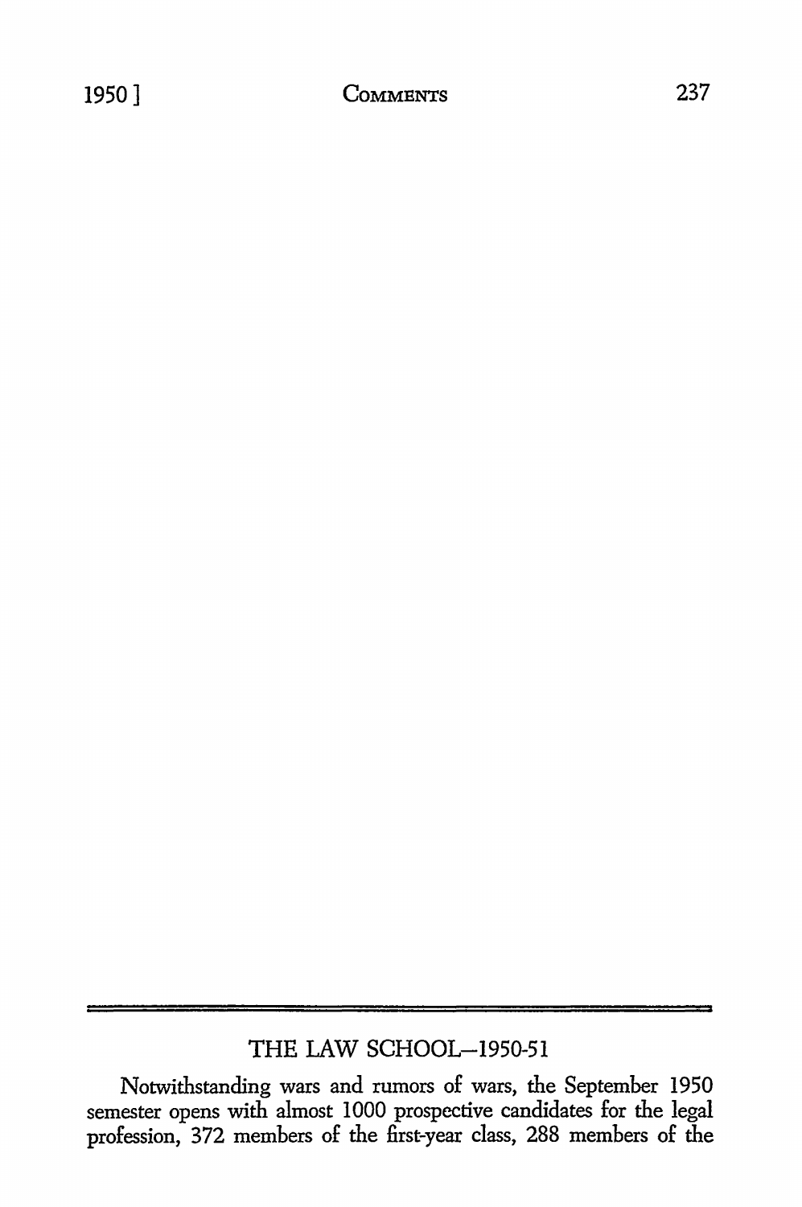## THE LAW SCHOOL—1950-51

Notwithstanding wars and rumors of wars, the September 1950 semester opens with almost 1000 prospective candidates for the legal profession, 372 members of the first-year class, 288 members of the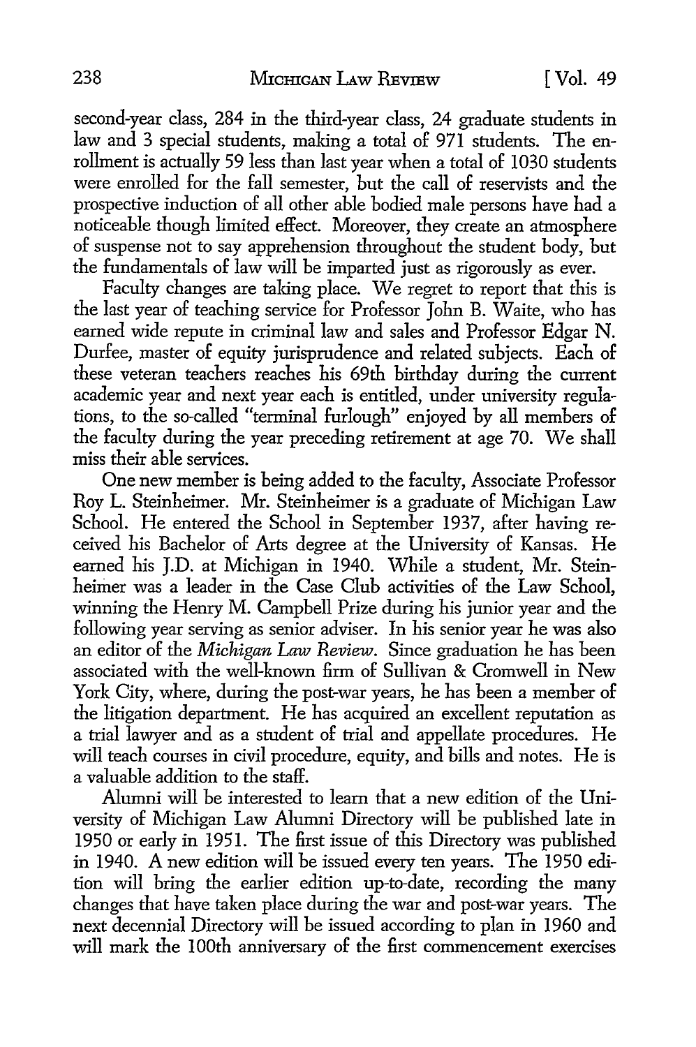second-year class, 284 in the third-year class, 24 graduate students in law and 3 special students, making a total of 971 students. The enrollment is actually 59 less than last year when a total of 1030 students were enrolled for the fall semester, but the call of reservists and the prospective induction of all other able bodied male persons have had a noticeable though limited effect. Moreover, they create an atmosphere of suspense not to say apprehension throughout the student body, but the fundamentals of law will be imparted just as rigorously as ever.

Faculty changes are taking place. We regret to report that this is the last year of teaching service for Professor John B. Waite, who has earned wide repute in criminal law and sales and Professor Edgar N. Durfee, master of equity jurisprudence and related subjects. Each of these veteran teachers reaches his 69th birthday during the current academic year and next year each is entitled, under university regulations, to the so-called "terminal furlough" enjoyed by all members of the faculty during the year preceding retirement at age 70. We shall miss their able services.

One new member is being added to the faculty, Associate Professor Roy L. Steinheimer. Mr. Steinheimer is a graduate of Michigan Law School. He entered the School in September 1937, after having received his Bachelor of Arts degree at the University of Kansas. He earned his J.D. at Michigan in 1940. While a student, Mr. Steinheimer was a leader in the Case Club activities of the Law School, winning the Henry M. Campbell Prize during his junior year and the following year serving as senior adviser. In his senior year he was also an editor of the *Michigan Law Review*. Since graduation he has been associated with the well-known firm of Sullivan & Cromwell in New York City, where, during the post-war years, he has been a member of the litigation department. He has acquired an excellent reputation as a trial lawyer and as a student of trial and appellate procedures. He will teach courses in civil procedure, equity, and bills and notes. He is a valuable addition to the staff.

Alumni will be interested to learn that a new edition of the University of Michigan Law Alumni Directory will be published late in 1950 or early in 1951. The first issue of this Directory was published in 1940. A new edition will be issued every ten years. The 1950 edition will bring the earlier edition up-to-date, recording the many changes that have taken place during the war and post-war years. The next decennial Directory will be issued according to plan in 1960 and will mark the 100th anniversary of the first commencement exercises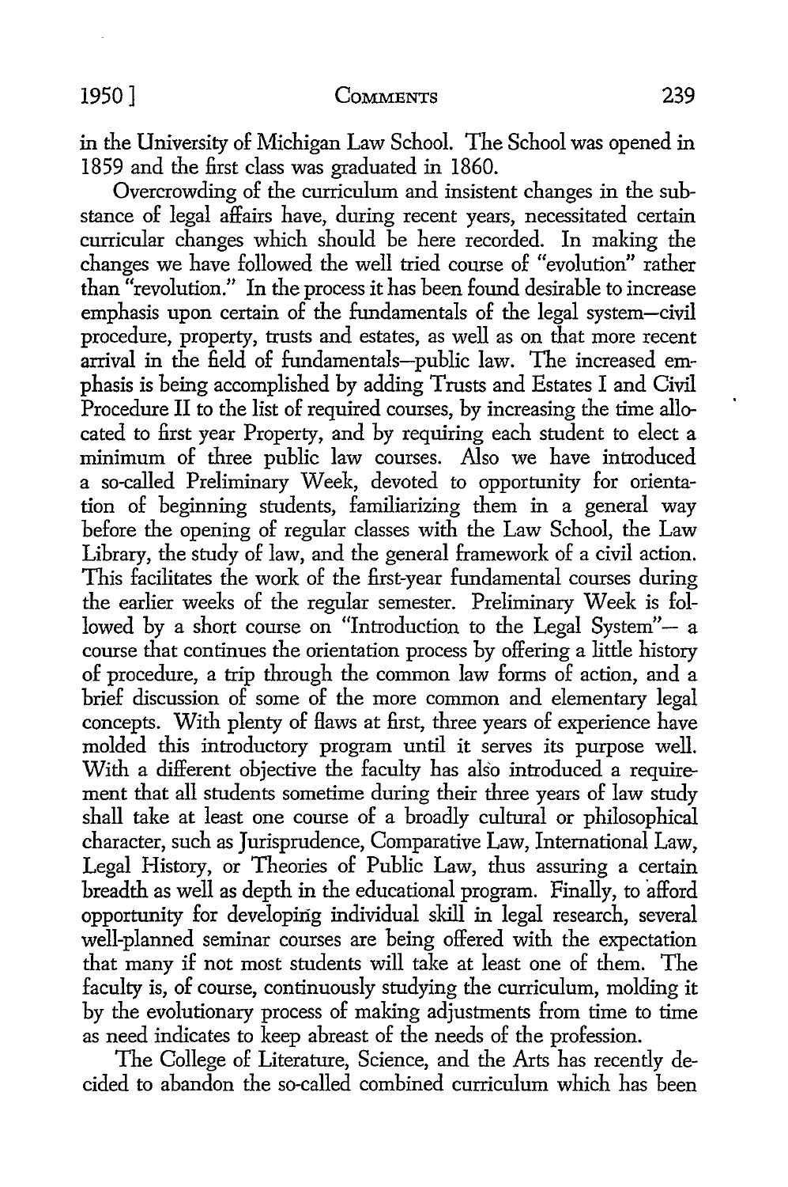in the University of Michigan Law School. The School was opened in 1859 and the first class was graduated in 1860.

Overcrowding of the curriculum and insistent changes in the substance of legal affairs have, during recent years, necessitated certain curricular changes which should be here recorded. In making the changes we have followed the well tried course of "evolution" rather than "revolution." In the process it has been found desirable to increase emphasis upon certain of the fundamentals of the legal system—civil procedure, property, trusts and estates, as well as on that more recent arrival in the field of fundamentals—public law. The increased emphasis is being accomplished by adding Trusts and Estates I and Civil Procedure II to the list of required courses, by increasing the time allocated to first year Property, and by requiring each student to elect a minimum of three public law courses. Also we have introduced a so-called Preliminary Week, devoted to opportunity for orientation of beginning students, familiarizing them in a general way before the opening of regular classes with the Law School, the Law Library, the study of law, and the general framework of a civil action. This facilitates the work of the first-year fundamental courses during the earlier weeks of the regular semester. Preliminary Week is followed by a short course on "Introduction to the Legal System"— a course that continues the orientation process by offering a little history of procedure, a trip through the common law forms of action, and a brief discussion of some of the more common and elementary legal concepts. With plenty of flaws at first, three years of experience have molded this introductory program until it serves its purpose well. With a different objective the faculty has also introduced a requirement that all students sometime during their three years of law study shall take at least one course of a broadly cultural or philosophical character, such as Jurisprudence, Comparative Law, International Law, Legal History, or Theories of Public Law, thus assuring a certain breadth as well as depth in the educational program. Finally, to afford opportunity for developing individual skill in legal research, several well-planned seminar courses are being offered with the expectation that many if not most students will take at least one of them. The faculty is, of course, continuously studying the curriculum, molding it by the evolutionary process of making adjustments from time to time as need indicates to keep abreast of the needs of the profession.

The College of Literature, Science, and the Arts has recently decided to abandon the so-called combined curriculum which has been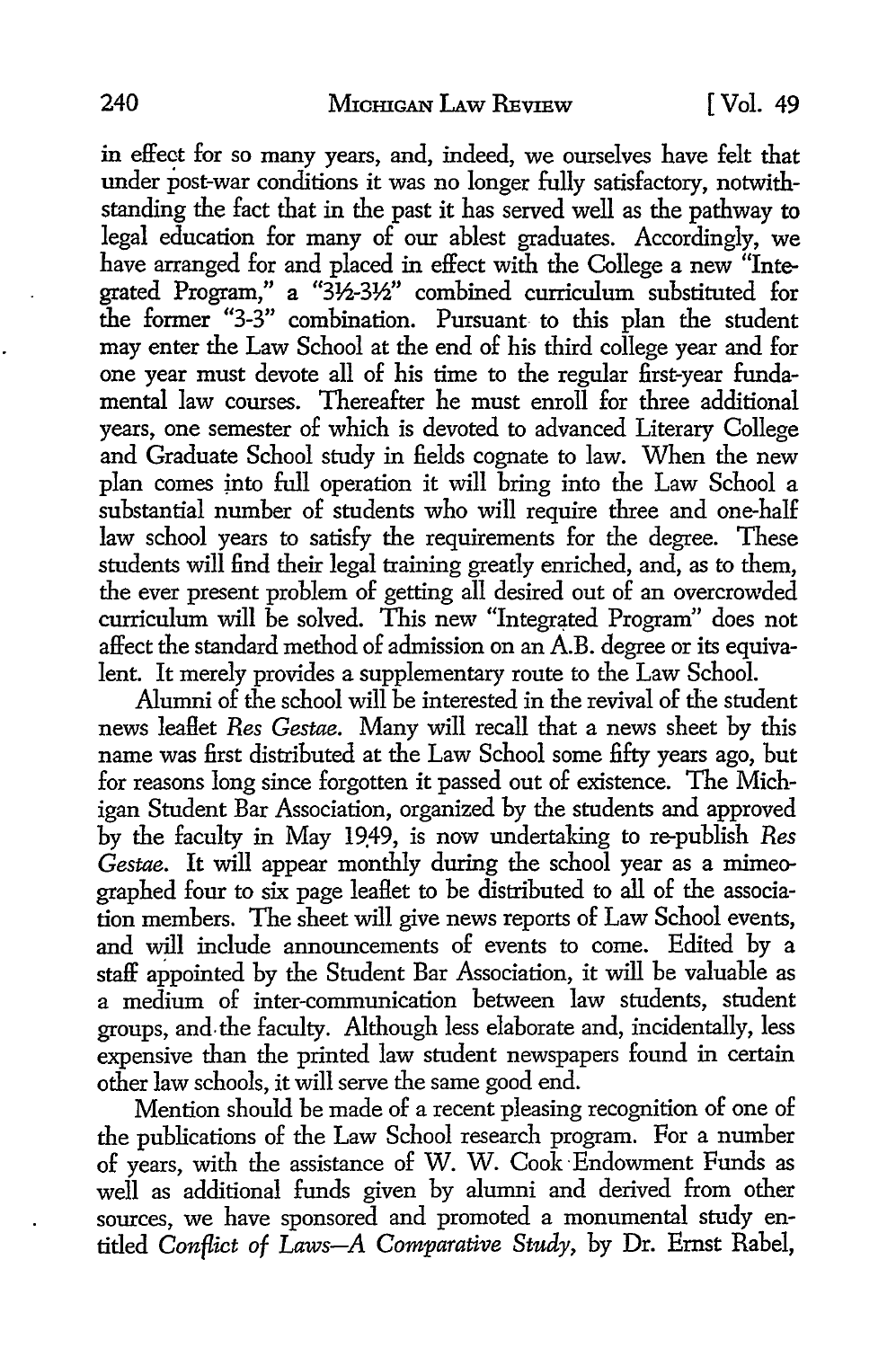in effect for so many years, and, indeed, we ourselves have felt that under post-war conditions it was no longer fully satisfactory, notwithstanding the fact that in the past it has served well as the pathway to legal education for many of our ablest graduates. Accordingly, we have arranged for and placed in effect with the College a new "Integrated Program," a "3½-3½" combined curriculum substituted for the former "3-3" combination. Pursuant to this plan the student may enter the Law School at the end of his third college year and for one year must devote all of his time to the regular first-year fundamental law courses. Thereafter he must enroll for three additional years, one semester of which is devoted to advanced Literary College and Graduate School study in fields cognate to law. When the new plan comes into full operation it will bring into the Law School a substantial number of students who will require three and one-half law school years to satisfy the requirements for the degree. These students will find their legal training greatly enriched, and, as to them, the ever present problem of getting all desired out of an overcrowded curriculum will be solved. This new "Integrated Program" does not affect the standard method of admission on an A.B. degree or its equivalent. It merely provides a supplementary route to the Law School.

Alumni of the school will be interested in the revival of the student news leaflet *Res Gestae*. Many will recall that a news sheet by this name was first distributed at the Law School some fifty years ago, but for reasons long since forgotten it passed out of existence. The Michigan Student Bar Association, organized by the students and approved by the faculty in May 1949, is now undertaking to re-publish *Res Gestae*. It will appear monthly during the school year as a mimeographed four to six page leaflet to be distributed to all of the association members. The sheet will give news reports of Law School events, and will include announcements of events to come. Edited by a staff appointed by the Student Bar Association, it will be valuable as a medium of inter-communication between law students, student groups, and the faculty. Although less elaborate and, incidentally, less expensive than the printed law student newspapers found in certain other law schools, it will serve the same good end.

Mention should be made of a recent pleasing recognition of one of the publications of the Law School research program. For a number of years, with the assistance of W. W. Cook Endowment Funds as well as additional funds given by alumni and derived from other sources, we have sponsored and promoted a monumental study entitled *Conflict of Laws—A Comparative Study*, by Dr. Ernst Rabel,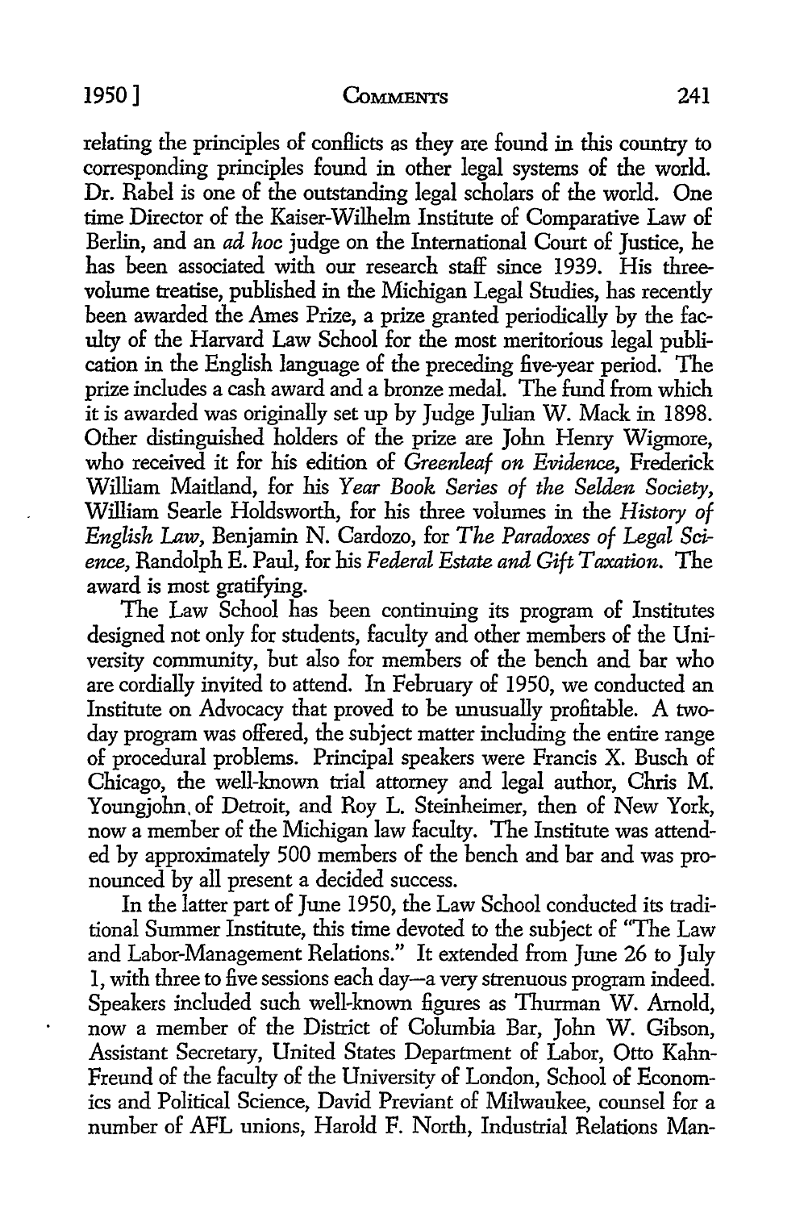relating the principles of conflicts as they are found in this country to corresponding principles found in other legal systems of the world. Dr. Rabel is one of the outstanding legal scholars of the world. One time Director of the Kaiser-Wilhelm Institute of Comparative Law of Berlin, and an *ad hoc* judge on the International Court of Justice, he has been associated with our research staff since 1939. His three-volume treatise, published in the Michigan Legal Studies, has recently been awarded the Ames Prize, a prize granted periodically by the faculty of the Harvard Law School for the most meritorious legal publication in the English language of the preceding five-year period. The prize includes a cash award and a bronze medal. The fund from which it is awarded was originally set up by Judge Julian W. Mack in 1898. Other distinguished holders of the prize are John Henry Wigmore, who received it for his edition of *Greenleaf on Evidence*, Frederick William Maitland, for his *Year Book Series of the Selden Society*, William Searle Holdsworth, for his three volumes in the *History of English Law*, Benjamin N. Cardozo, for *The Paradoxes of Legal Science*, Randolph E. Paul, for his *Federal Estate and Gift Taxation*. The award is most gratifying.

The Law School has been continuing its program of Institutes designed not only for students, faculty and other members of the University community, but also for members of the bench and bar who are cordially invited to attend. In February of 1950, we conducted an Institute on Advocacy that proved to be unusually profitable. A two-day program was offered, the subject matter including the entire range of procedural problems. Principal speakers were Francis X. Busch of Chicago, the well-known trial attorney and legal author, Chris M. Youngjohn of Detroit, and Roy L. Steinheimer, then of New York, now a member of the Michigan law faculty. The Institute was attended by approximately 500 members of the bench and bar and was pronounced by all present a decided success.

In the latter part of June 1950, the Law School conducted its traditional Summer Institute, this time devoted to the subject of "The Law and Labor-Management Relations." It extended from June 26 to July 1, with three to five sessions each day—a very strenuous program indeed. Speakers included such well-known figures as Thurman W. Arnold, now a member of the District of Columbia Bar, John W. Gibson, Assistant Secretary, United States Department of Labor, Otto Kahn-Freund of the faculty of the University of London, School of Economics and Political Science, David Previant of Milwaukee, counsel for a number of AFL unions, Harold F. North, Industrial Relations Man-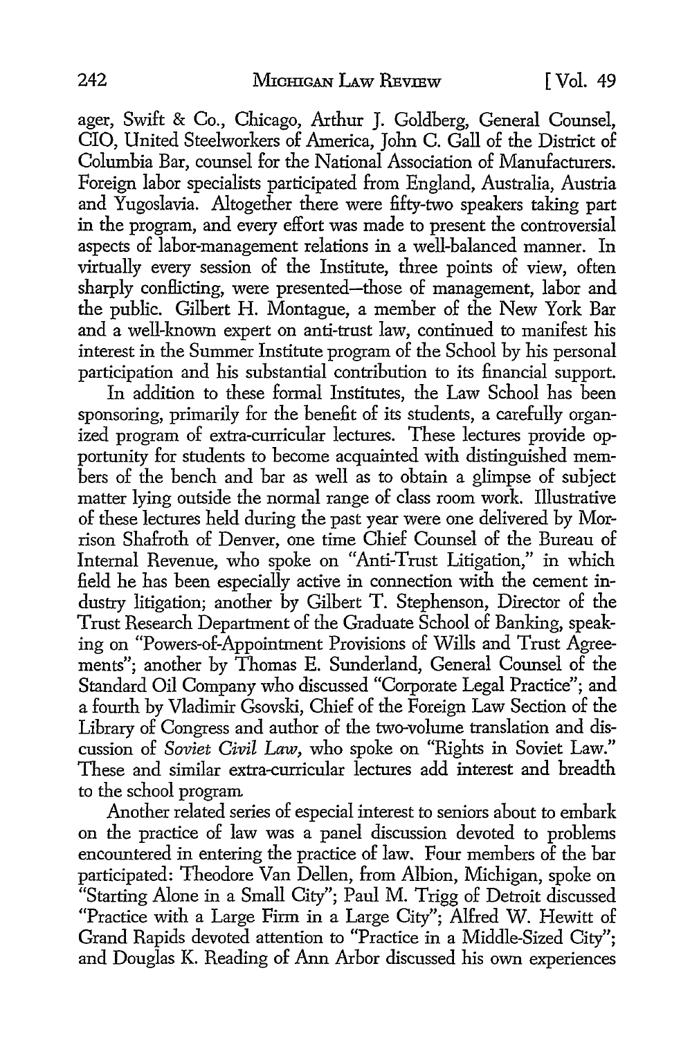ager, Swift & Co., Chicago, Arthur J. Goldberg, General Counsel, CIO, United Steelworkers of America, John C. Gall of the District of Columbia Bar, counsel for the National Association of Manufacturers. Foreign labor specialists participated from England, Australia, Austria and Yugoslavia. Altogether there were fifty-two speakers taking part in the program, and every effort was made to present the controversial aspects of labor-management relations in a well-balanced manner. In virtually every session of the Institute, three points of view, often sharply conflicting, were presented—those of management, labor and the public. Gilbert H. Montague, a member of the New York Bar and a well-known expert on anti-trust law, continued to manifest his interest in the Summer Institute program of the School by his personal participation and his substantial contribution to its financial support.

In addition to these formal Institutes, the Law School has been sponsoring, primarily for the benefit of its students, a carefully organized program of extra-curricular lectures. These lectures provide opportunity for students to become acquainted with distinguished members of the bench and bar as well as to obtain a glimpse of subject matter lying outside the normal range of class room work. Illustrative of these lectures held during the past year were one delivered by Morrison Shafroth of Denver, one time Chief Counsel of the Bureau of Internal Revenue, who spoke on "Anti-Trust Litigation," in which field he has been especially active in connection with the cement industry litigation; another by Gilbert T. Stephenson, Director of the Trust Research Department of the Graduate School of Banking, speaking on "Powers-of-Appointment Provisions of Wills and Trust Agreements"; another by Thomas E. Sunderland, General Counsel of the Standard Oil Company who discussed "Corporate Legal Practice"; and a fourth by Vladimir Gsovski, Chief of the Foreign Law Section of the Library of Congress and author of the two-volume translation and discussion of *Soviet Civil Law*, who spoke on "Rights in Soviet Law." These and similar extra-curricular lectures add interest and breadth to the school program.

Another related series of especial interest to seniors about to embark on the practice of law was a panel discussion devoted to problems encountered in entering the practice of law. Four members of the bar participated: Theodore Van Dellen, from Albion, Michigan, spoke on "Starting Alone in a Small City"; Paul M. Trigg of Detroit discussed "Practice with a Large Firm in a Large City"; Alfred W. Hewitt of Grand Rapids devoted attention to "Practice in a Middle-Sized City"; and Douglas K. Reading of Ann Arbor discussed his own experiences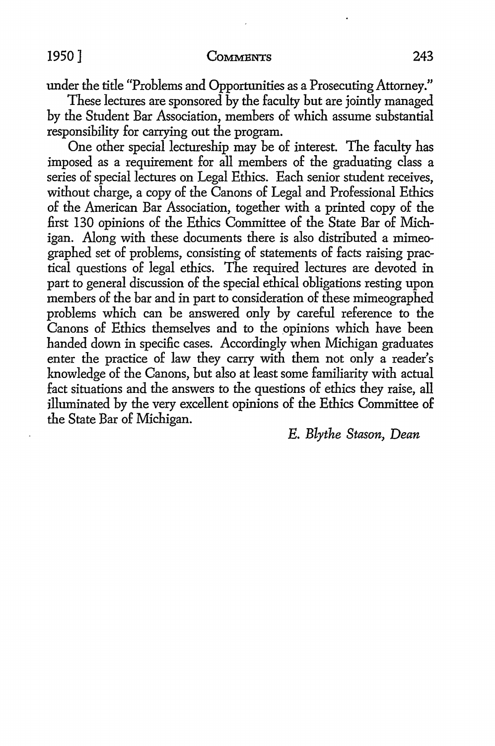under the title "Problems and Opportunities as a Prosecuting Attorney."

These lectures are sponsored by the faculty but are jointly managed by the Student Bar Association, members of which assume substantial responsibility for carrying out the program.

One other special lectureship may be of interest. The faculty has imposed as a requirement for all members of the graduating class a series of special lectures on Legal Ethics. Each senior student receives, without charge, a copy of the Canons of Legal and Professional Ethics of the American Bar Association, together with a printed copy of the first 130 opinions of the Ethics Committee of the State Bar of Michigan. Along with these documents there is also distributed a mimeographed set of problems, consisting of statements of facts raising practical questions of legal ethics. The required lectures are devoted in part to general discussion of the special ethical obligations resting upon members of the bar and in part to consideration of these mimeographed problems which can be answered only by careful reference to the Canons of Ethics themselves and to the opinions which have been handed down in specific cases. Accordingly when Michigan graduates enter the practice of law they carry with them not only a reader's knowledge of the Canons, but also at least some familiarity with actual fact situations and the answers to the questions of ethics they raise, all illuminated by the very excellent opinions of the Ethics Committee of the State Bar of Michigan.

*E. Blythe Stason, Dean*